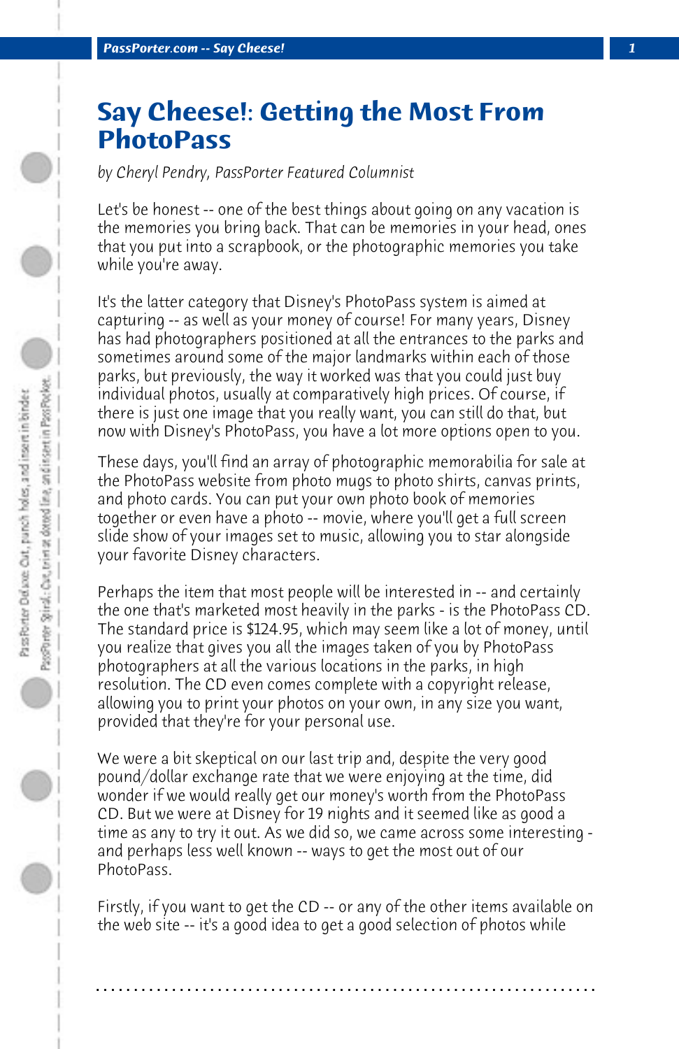# Say Cheese!: Getting the Most From PhotoPass

*by Cheryl Pendry, PassPorter Featured Columnist*

Let's be honest -- one of the best things about going on any vacation is the memories you bring back. That can be memories in your head, ones that you put into a scrapbook, or the photographic memories you take while you're away.

It's the latter category that Disney's PhotoPass system is aimed at capturing -- as well as your money of course! For many years, Disney has had photographers positioned at all the entrances to the parks and sometimes around some of the major landmarks within each of those parks, but previously, the way it worked was that you could just buy individual photos, usually at comparatively high prices. Of course, if there is just one image that you really want, you can still do that, but now with Disney's PhotoPass, you have a lot more options open to you.

These days, you'll find an array of photographic memorabilia for sale at the PhotoPass website from photo mugs to photo shirts, canvas prints, and photo cards. You can put your own photo book of memories together or even have a photo -- movie, where you'll get a full screen slide show of your images set to music, allowing you to star alongside your favorite Disney characters.

Perhaps the item that most people will be interested in -- and certainly the one that's marketed most heavily in the parks - is the PhotoPass CD. The standard price is $124.95, which may seem like a lot of money, until you realize that gives you all the images taken of you by PhotoPass photographers at all the various locations in the parks, in high resolution. The CD even comes complete with a copyright release, allowing you to print your photos on your own, in any size you want, provided that they're for your personal use.

We were a bit skeptical on our last trip and, despite the very good pound/dollar exchange rate that we were enjoying at the time, did wonder if we would really get our money's worth from the PhotoPass CD. But we were at Disney for 19 nights and it seemed like as good a time as any to try it out. As we did so, we came across some interesting - and perhaps less well known -- ways to get the most out of our PhotoPass.

Firstly, if you want to get the CD -- or any of the other items available on the web site -- it's a good idea to get a good selection of photos while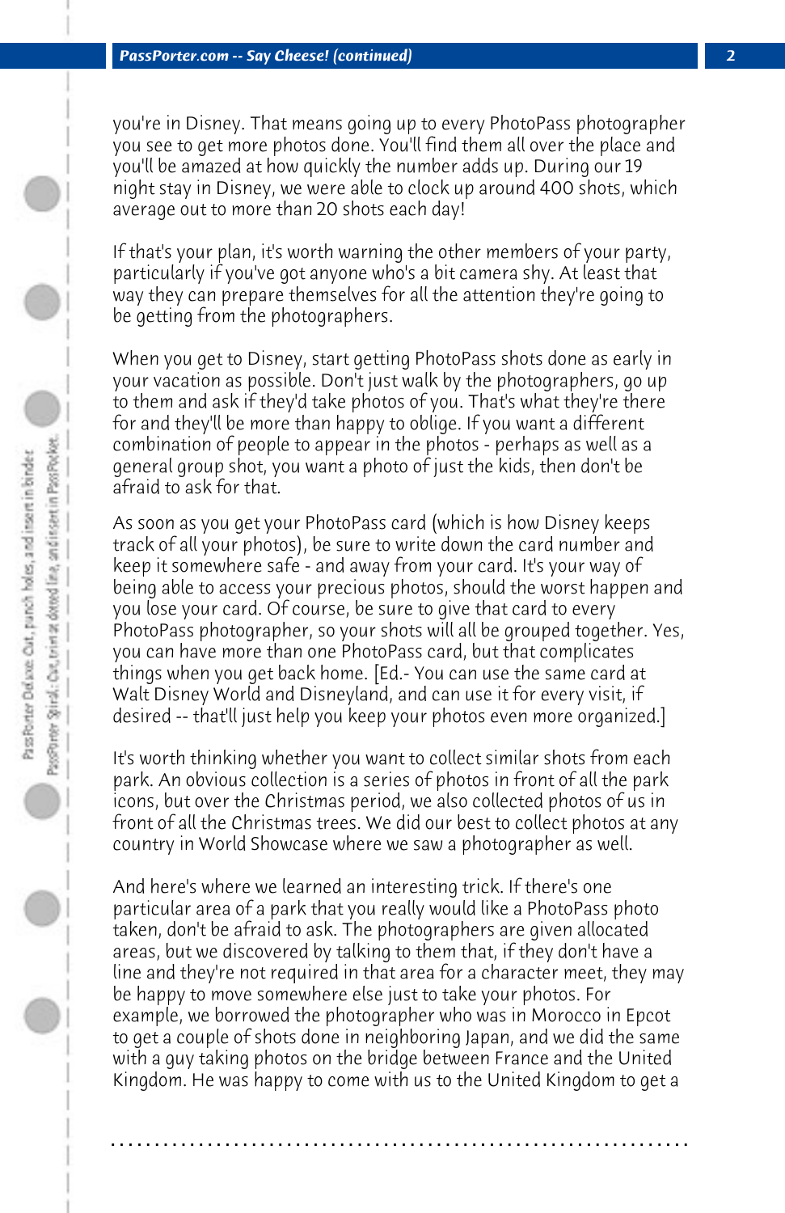you're in Disney. That means going up to every PhotoPass photographer you see to get more photos done. You'll find them all over the place and you'll be amazed at how quickly the number adds up. During our 19 night stay in Disney, we were able to clock up around 400 shots, which average out to more than 20 shots each day!

If that's your plan, it's worth warning the other members of your party, particularly if you've got anyone who's a bit camera shy. At least that way they can prepare themselves for all the attention they're going to be getting from the photographers.

When you get to Disney, start getting PhotoPass shots done as early in your vacation as possible. Don't just walk by the photographers, go up to them and ask if they'd take photos of you. That's what they're there for and they'll be more than happy to oblige. If you want a different combination of people to appear in the photos - perhaps as well as a general group shot, you want a photo of just the kids, then don't be afraid to ask for that.

As soon as you get your PhotoPass card (which is how Disney keeps track of all your photos), be sure to write down the card number and keep it somewhere safe - and away from your card. It's your way of being able to access your precious photos, should the worst happen and you lose your card. Of course, be sure to give that card to every PhotoPass photographer, so your shots will all be grouped together. Yes, you can have more than one PhotoPass card, but that complicates things when you get back home. [Ed.- You can use the same card at Walt Disney World and Disneyland, and can use it for every visit, if desired -- that'll just help you keep your photos even more organized.]

It's worth thinking whether you want to collect similar shots from each park. An obvious collection is a series of photos in front of all the park icons, but over the Christmas period, we also collected photos of us in front of all the Christmas trees. We did our best to collect photos at any country in World Showcase where we saw a photographer as well.

And here's where we learned an interesting trick. If there's one particular area of a park that you really would like a PhotoPass photo taken, don't be afraid to ask. The photographers are given allocated areas, but we discovered by talking to them that, if they don't have a line and they're not required in that area for a character meet, they may be happy to move somewhere else just to take your photos. For example, we borrowed the photographer who was in Morocco in Epcot to get a couple of shots done in neighboring Japan, and we did the same with a guy taking photos on the bridge between France and the United Kingdom. He was happy to come with us to the United Kingdom to get a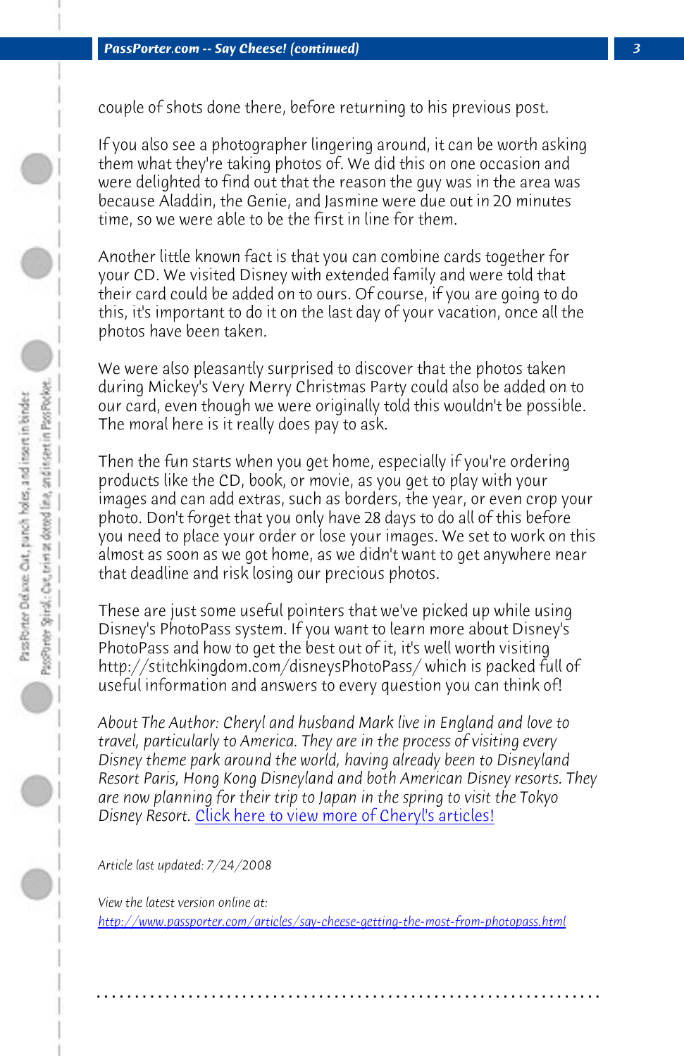couple of shots done there, before returning to his previous post.

If you also see a photographer lingering around, it can be worth asking them what they're taking photos of. We did this on one occasion and were delighted to find out that the reason the guy was in the area was because Aladdin, the Genie, and Jasmine were due out in 20 minutes time, so we were able to be the first in line for them.

Another little known fact is that you can combine cards together for your CD. We visited Disney with extended family and were told that their card could be added on to ours. Of course, if you are going to do this, it's important to do it on the last day of your vacation, once all the photos have been taken.

We were also pleasantly surprised to discover that the photos taken during Mickey's Very Merry Christmas Party could also be added on to our card, even though we were originally told this wouldn't be possible. The moral here is it really does pay to ask.

Then the fun starts when you get home, especially if you're ordering products like the CD, book, or movie, as you get to play with your images and can add extras, such as borders, the year, or even crop your photo. Don't forget that you only have 28 days to do all of this before you need to place your order or lose your images. We set to work on this almost as soon as we got home, as we didn't want to get anywhere near that deadline and risk losing our precious photos.

These are just some useful pointers that we've picked up while using Disney's PhotoPass system. If you want to learn more about Disney's PhotoPass and how to get the best out of it, it's well worth visiting http://stitchkingdom.com/disneysPhotoPass/ which is packed full of useful information and answers to every question you can think of!

*About The Author: Cheryl and husband Mark live in England and love to travel, particularly to America. They are in the process of visiting every Disney theme park around the world, having already been to Disneyland Resort Paris, Hong Kong Disneyland and both American Disney resorts. They are now planning for their trip to Japan in the spring to visit the Tokyo Disney Resort.* [Click here to view more of Cheryl's articles!]

*Article last updated: 7/24/2008*

*View the latest version online at:*
[http://www.passporter.com/articles/say-cheese-getting-the-most-from-photopass.html](http://www.passporter.com/articles/say-cheese-getting-the-most-from-photopass.html)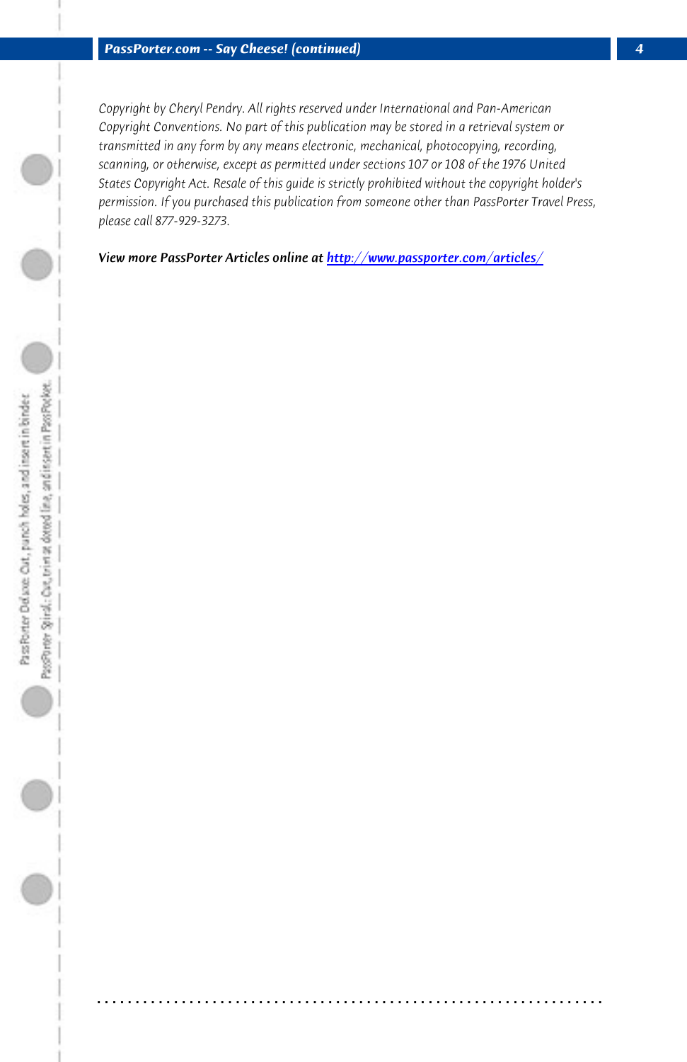*Copyright by Cheryl Pendry. All rights reserved under International and Pan-American Copyright Conventions. No part of this publication may be stored in a retrieval system or transmitted in any form by any means electronic, mechanical, photocopying, recording, scanning, or otherwise, except as permitted under sections 107 or 108 of the 1976 United States Copyright Act. Resale of this guide is strictly prohibited without the copyright holder's permission. If you purchased this publication from someone other than PassPorter Travel Press, please call 877-929-3273.*

***View more PassPorter Articles online at [http://www.passporter.com/articles/](http://www.passporter.com/articles/)***